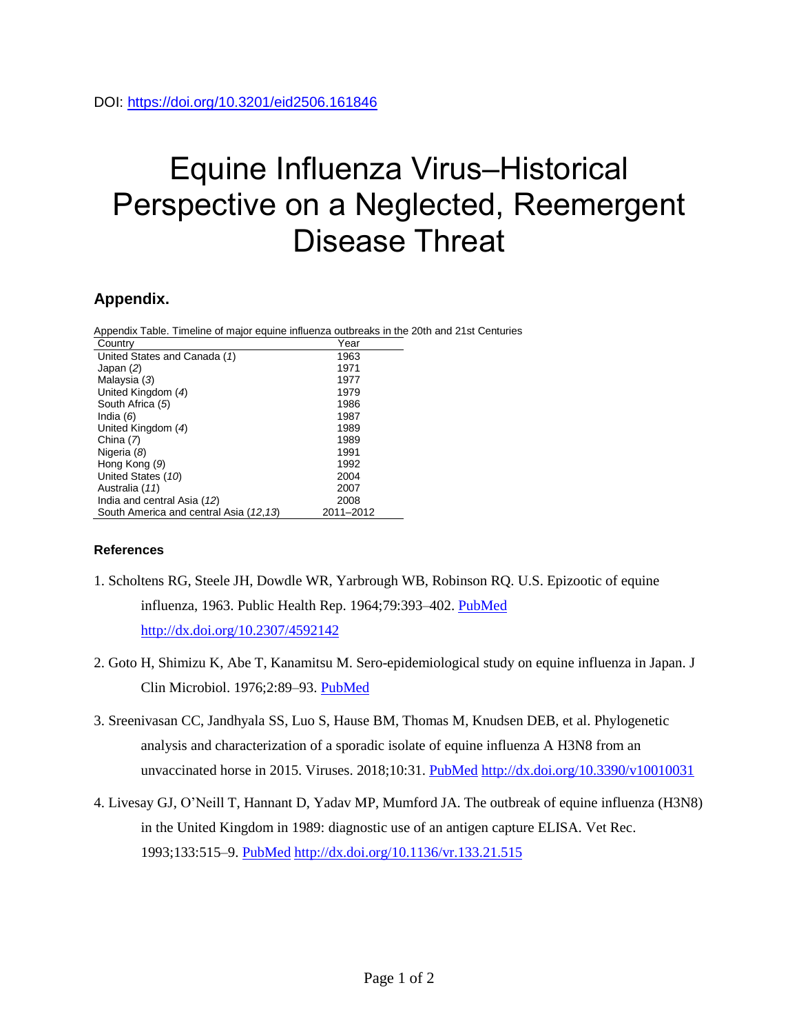DOI: https://doi.org/10.3201/eid2506.161846

# Equine Influenza Virus–Historical Perspective on a Neglected, Reemergent Disease Threat

## Appendix.

Appendix Table. Timeline of major equine influenza outbreaks in the 20th and 21st Centuries

| Country | Year |
|---|---|
| United States and Canada (*1*) | 1963 |
| Japan (*2*) | 1971 |
| Malaysia (*3*) | 1977 |
| United Kingdom (*4*) | 1979 |
| South Africa (*5*) | 1986 |
| India (*6*) | 1987 |
| United Kingdom (*4*) | 1989 |
| China (*7*) | 1989 |
| Nigeria (*8*) | 1991 |
| Hong Kong (*9*) | 1992 |
| United States (*10*) | 2004 |
| Australia (*11*) | 2007 |
| India and central Asia (*12*) | 2008 |
| South America and central Asia (*12*,*13*) | 2011–2012 |

### References

1. Scholtens RG, Steele JH, Dowdle WR, Yarbrough WB, Robinson RQ. U.S. Epizootic of equine influenza, 1963. Public Health Rep. 1964;79:393–402. PubMed http://dx.doi.org/10.2307/4592142

2. Goto H, Shimizu K, Abe T, Kanamitsu M. Sero-epidemiological study on equine influenza in Japan. J Clin Microbiol. 1976;2:89–93. PubMed

3. Sreenivasan CC, Jandhyala SS, Luo S, Hause BM, Thomas M, Knudsen DEB, et al. Phylogenetic analysis and characterization of a sporadic isolate of equine influenza A H3N8 from an unvaccinated horse in 2015. Viruses. 2018;10:31. PubMed http://dx.doi.org/10.3390/v10010031

4. Livesay GJ, O'Neill T, Hannant D, Yadav MP, Mumford JA. The outbreak of equine influenza (H3N8) in the United Kingdom in 1989: diagnostic use of an antigen capture ELISA. Vet Rec. 1993;133:515–9. PubMed http://dx.doi.org/10.1136/vr.133.21.515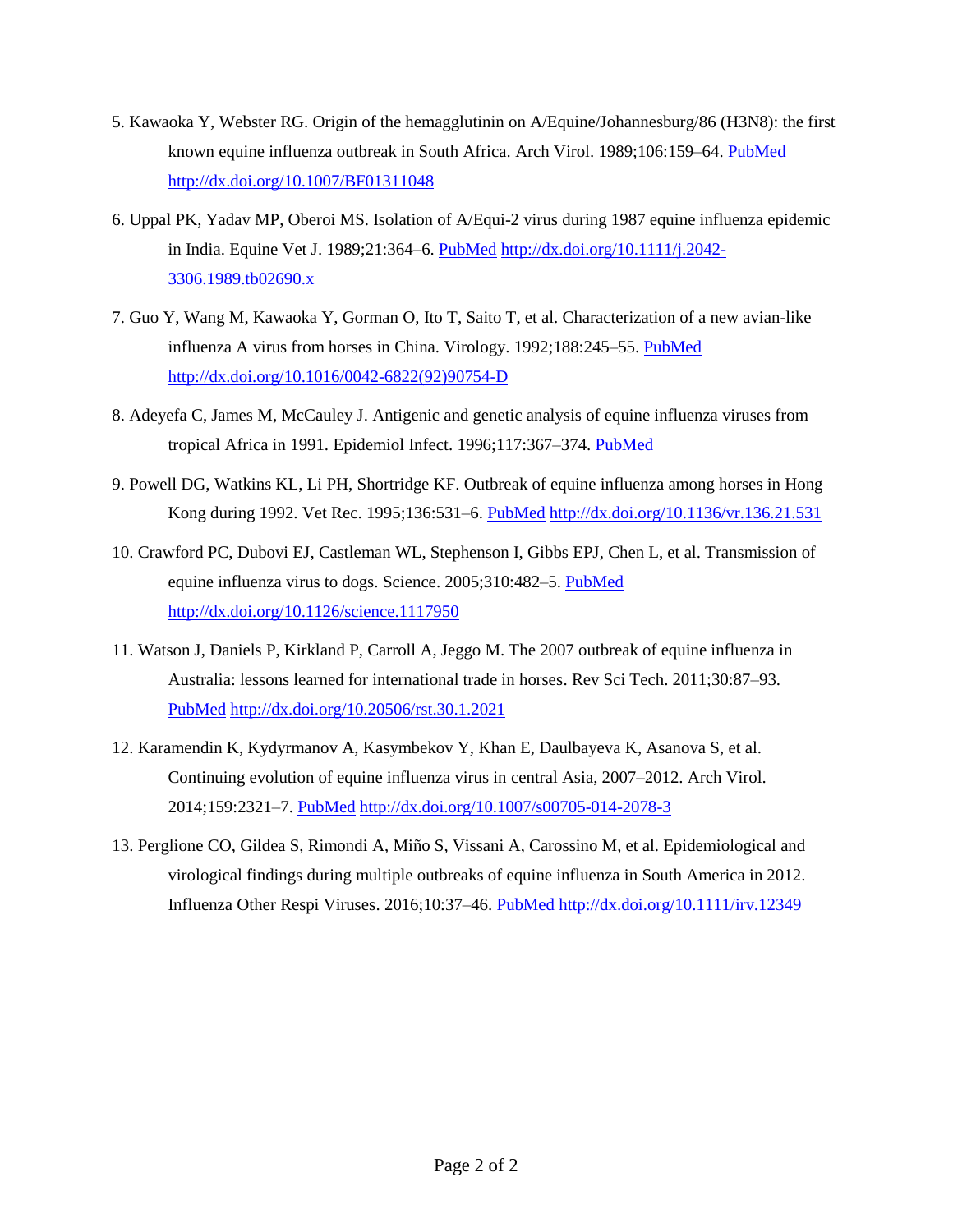5. Kawaoka Y, Webster RG. Origin of the hemagglutinin on A/Equine/Johannesburg/86 (H3N8): the first known equine influenza outbreak in South Africa. Arch Virol. 1989;106:159–64. PubMed http://dx.doi.org/10.1007/BF01311048

6. Uppal PK, Yadav MP, Oberoi MS. Isolation of A/Equi-2 virus during 1987 equine influenza epidemic in India. Equine Vet J. 1989;21:364–6. PubMed http://dx.doi.org/10.1111/j.2042-3306.1989.tb02690.x

7. Guo Y, Wang M, Kawaoka Y, Gorman O, Ito T, Saito T, et al. Characterization of a new avian-like influenza A virus from horses in China. Virology. 1992;188:245–55. PubMed http://dx.doi.org/10.1016/0042-6822(92)90754-D

8. Adeyefa C, James M, McCauley J. Antigenic and genetic analysis of equine influenza viruses from tropical Africa in 1991. Epidemiol Infect. 1996;117:367–374. PubMed

9. Powell DG, Watkins KL, Li PH, Shortridge KF. Outbreak of equine influenza among horses in Hong Kong during 1992. Vet Rec. 1995;136:531–6. PubMed http://dx.doi.org/10.1136/vr.136.21.531

10. Crawford PC, Dubovi EJ, Castleman WL, Stephenson I, Gibbs EPJ, Chen L, et al. Transmission of equine influenza virus to dogs. Science. 2005;310:482–5. PubMed http://dx.doi.org/10.1126/science.1117950

11. Watson J, Daniels P, Kirkland P, Carroll A, Jeggo M. The 2007 outbreak of equine influenza in Australia: lessons learned for international trade in horses. Rev Sci Tech. 2011;30:87–93. PubMed http://dx.doi.org/10.20506/rst.30.1.2021

12. Karamendin K, Kydyrmanov A, Kasymbekov Y, Khan E, Daulbayeva K, Asanova S, et al. Continuing evolution of equine influenza virus in central Asia, 2007–2012. Arch Virol. 2014;159:2321–7. PubMed http://dx.doi.org/10.1007/s00705-014-2078-3

13. Perglione CO, Gildea S, Rimondi A, Miño S, Vissani A, Carossino M, et al. Epidemiological and virological findings during multiple outbreaks of equine influenza in South America in 2012. Influenza Other Respi Viruses. 2016;10:37–46. PubMed http://dx.doi.org/10.1111/irv.12349